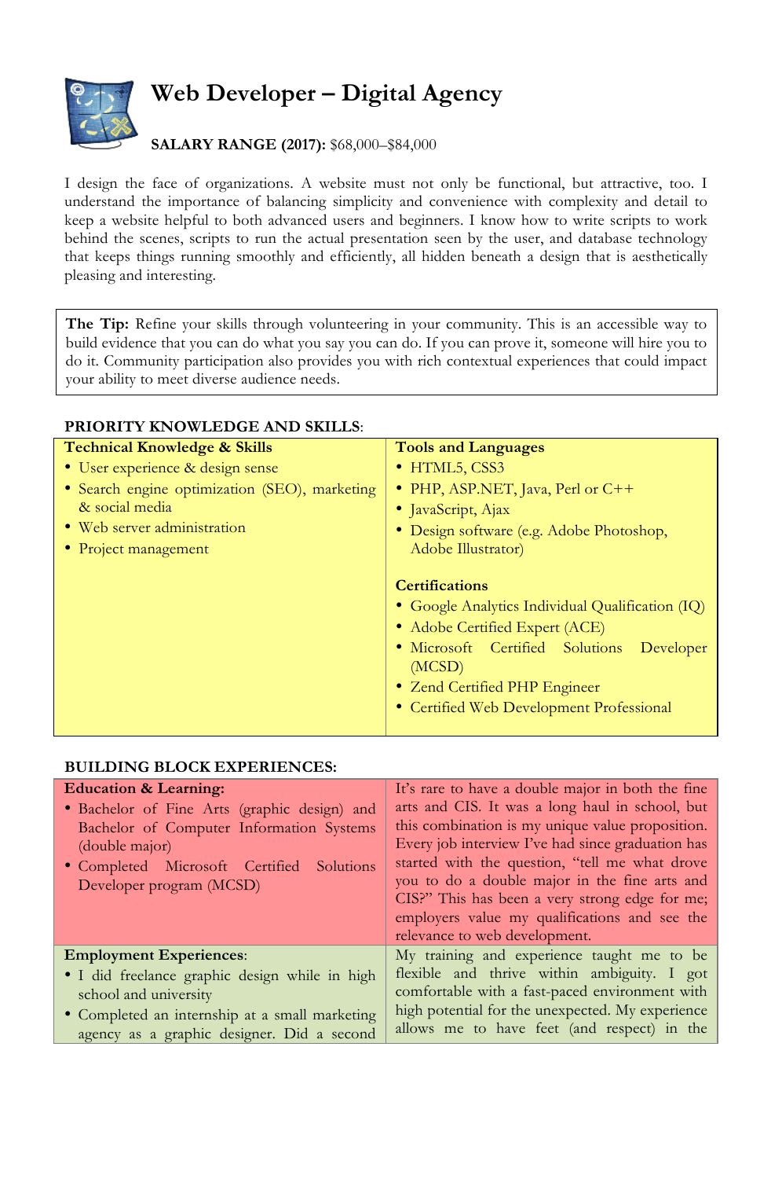# Web Developer – Digital Agency

**SALARY RANGE (2017):** $68,000–$84,000

I design the face of organizations. A website must not only be functional, but attractive, too. I understand the importance of balancing simplicity and convenience with complexity and detail to keep a website helpful to both advanced users and beginners. I know how to write scripts to work behind the scenes, scripts to run the actual presentation seen by the user, and database technology that keeps things running smoothly and efficiently, all hidden beneath a design that is aesthetically pleasing and interesting.

> **The Tip:** Refine your skills through volunteering in your community. This is an accessible way to build evidence that you can do what you say you can do. If you can prove it, someone will hire you to do it. Community participation also provides you with rich contextual experiences that could impact your ability to meet diverse audience needs.

**PRIORITY KNOWLEDGE AND SKILLS:**

| **Technical Knowledge & Skills** | **Tools and Languages** |
|---|---|
| • User experience & design sense<br>• Search engine optimization (SEO), marketing & social media<br>• Web server administration<br>• Project management | • HTML5, CSS3<br>• PHP, ASP.NET, Java, Perl or C++<br>• JavaScript, Ajax<br>• Design software (e.g. Adobe Photoshop, Adobe Illustrator)<br><br>**Certifications**<br>• Google Analytics Individual Qualification (IQ)<br>• Adobe Certified Expert (ACE)<br>• Microsoft Certified Solutions Developer (MCSD)<br>• Zend Certified PHP Engineer<br>• Certified Web Development Professional |

**BUILDING BLOCK EXPERIENCES:**

| | |
|---|---|
| **Education & Learning:**<br>• Bachelor of Fine Arts (graphic design) and Bachelor of Computer Information Systems (double major)<br>• Completed Microsoft Certified Solutions Developer program (MCSD) | It's rare to have a double major in both the fine arts and CIS. It was a long haul in school, but this combination is my unique value proposition. Every job interview I've had since graduation has started with the question, "tell me what drove you to do a double major in the fine arts and CIS?" This has been a very strong edge for me; employers value my qualifications and see the relevance to web development. |
| **Employment Experiences**:<br>• I did freelance graphic design while in high school and university<br>• Completed an internship at a small marketing agency as a graphic designer. Did a second | My training and experience taught me to be flexible and thrive within ambiguity. I got comfortable with a fast-paced environment with high potential for the unexpected. My experience allows me to have feet (and respect) in the |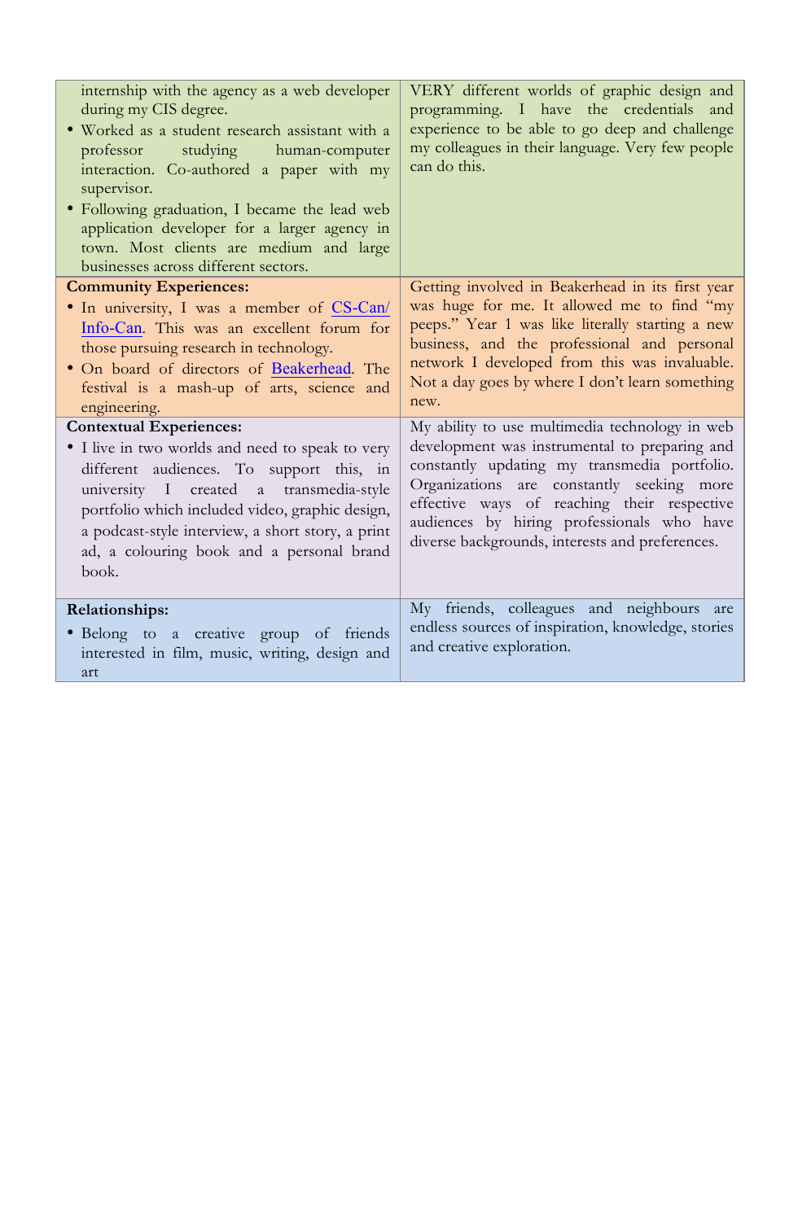| | |
|---|---|
| internship with the agency as a web developer during my CIS degree.<br>• Worked as a student research assistant with a professor studying human-computer interaction. Co-authored a paper with my supervisor.<br>• Following graduation, I became the lead web application developer for a larger agency in town. Most clients are medium and large businesses across different sectors. | VERY different worlds of graphic design and programming. I have the credentials and experience to be able to go deep and challenge my colleagues in their language. Very few people can do this. |
| **Community Experiences:**<br>• In university, I was a member of [CS-Can/ Info-Can](). This was an excellent forum for those pursuing research in technology.<br>• On board of directors of [Beakerhead](). The festival is a mash-up of arts, science and engineering. | Getting involved in Beakerhead in its first year was huge for me. It allowed me to find "my peeps." Year 1 was like literally starting a new business, and the professional and personal network I developed from this was invaluable. Not a day goes by where I don't learn something new. |
| **Contextual Experiences:**<br>• I live in two worlds and need to speak to very different audiences. To support this, in university I created a transmedia-style portfolio which included video, graphic design, a podcast-style interview, a short story, a print ad, a colouring book and a personal brand book. | My ability to use multimedia technology in web development was instrumental to preparing and constantly updating my transmedia portfolio. Organizations are constantly seeking more effective ways of reaching their respective audiences by hiring professionals who have diverse backgrounds, interests and preferences. |
| **Relationships:**<br>• Belong to a creative group of friends interested in film, music, writing, design and art | My friends, colleagues and neighbours are endless sources of inspiration, knowledge, stories and creative exploration. |